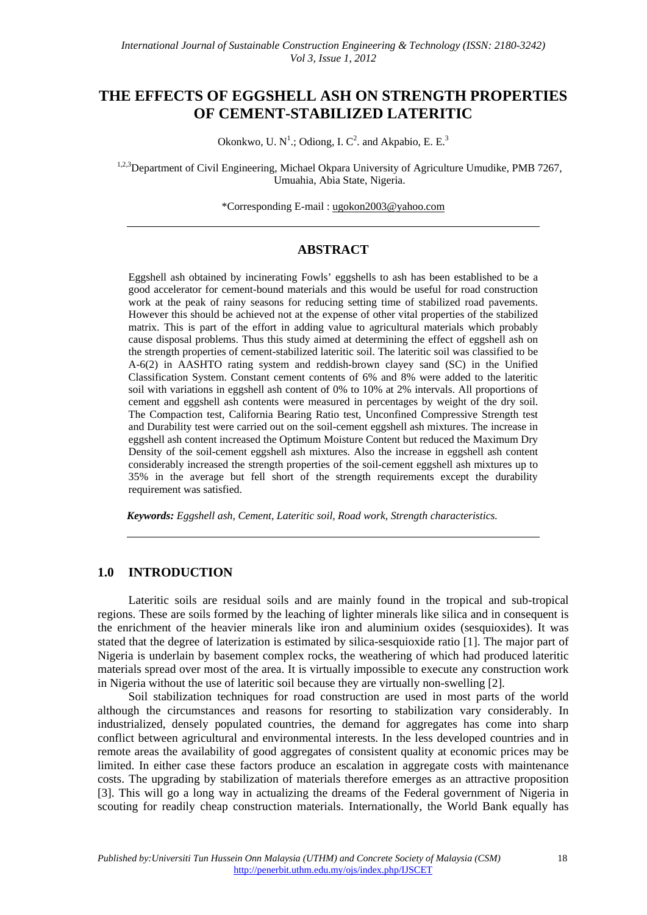# THE EFFECTS OF EGGSHELL ASH ON STRENGTH PROPERTIES OF CEMENT-STABILIZED LATERITIC

Okonkwo, U. N[1].; Odiong, I. C[2]. and Akpabio, E. E.[3]

[1,2,3]Department of Civil Engineering, Michael Okpara University of Agriculture Umudike, PMB 7267, Umuahia, Abia State, Nigeria.

*Corresponding E-mail : ugokon2003@yahoo.com

## ABSTRACT

Eggshell ash obtained by incinerating Fowls' eggshells to ash has been established to be a good accelerator for cement-bound materials and this would be useful for road construction work at the peak of rainy seasons for reducing setting time of stabilized road pavements. However this should be achieved not at the expense of other vital properties of the stabilized matrix. This is part of the effort in adding value to agricultural materials which probably cause disposal problems. Thus this study aimed at determining the effect of eggshell ash on the strength properties of cement-stabilized lateritic soil. The lateritic soil was classified to be A-6(2) in AASHTO rating system and reddish-brown clayey sand (SC) in the Unified Classification System. Constant cement contents of 6% and 8% were added to the lateritic soil with variations in eggshell ash content of 0% to 10% at 2% intervals. All proportions of cement and eggshell ash contents were measured in percentages by weight of the dry soil. The Compaction test, California Bearing Ratio test, Unconfined Compressive Strength test and Durability test were carried out on the soil-cement eggshell ash mixtures. The increase in eggshell ash content increased the Optimum Moisture Content but reduced the Maximum Dry Density of the soil-cement eggshell ash mixtures. Also the increase in eggshell ash content considerably increased the strength properties of the soil-cement eggshell ash mixtures up to 35% in the average but fell short of the strength requirements except the durability requirement was satisfied.

***Keywords:*** *Eggshell ash, Cement, Lateritic soil, Road work, Strength characteristics.*

## 1.0 INTRODUCTION

Lateritic soils are residual soils and are mainly found in the tropical and sub-tropical regions. These are soils formed by the leaching of lighter minerals like silica and in consequent is the enrichment of the heavier minerals like iron and aluminium oxides (sesquioxides). It was stated that the degree of laterization is estimated by silica-sesquioxide ratio [1]. The major part of Nigeria is underlain by basement complex rocks, the weathering of which had produced lateritic materials spread over most of the area. It is virtually impossible to execute any construction work in Nigeria without the use of lateritic soil because they are virtually non-swelling [2].

Soil stabilization techniques for road construction are used in most parts of the world although the circumstances and reasons for resorting to stabilization vary considerably. In industrialized, densely populated countries, the demand for aggregates has come into sharp conflict between agricultural and environmental interests. In the less developed countries and in remote areas the availability of good aggregates of consistent quality at economic prices may be limited. In either case these factors produce an escalation in aggregate costs with maintenance costs. The upgrading by stabilization of materials therefore emerges as an attractive proposition [3]. This will go a long way in actualizing the dreams of the Federal government of Nigeria in scouting for readily cheap construction materials. Internationally, the World Bank equally has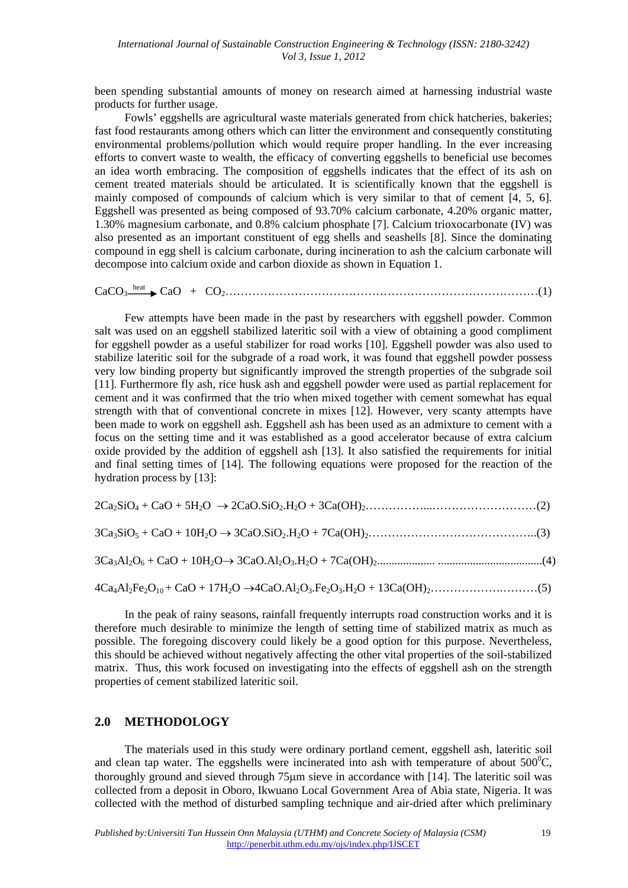been spending substantial amounts of money on research aimed at harnessing industrial waste products for further usage.

Fowls' eggshells are agricultural waste materials generated from chick hatcheries, bakeries; fast food restaurants among others which can litter the environment and consequently constituting environmental problems/pollution which would require proper handling. In the ever increasing efforts to convert waste to wealth, the efficacy of converting eggshells to beneficial use becomes an idea worth embracing. The composition of eggshells indicates that the effect of its ash on cement treated materials should be articulated. It is scientifically known that the eggshell is mainly composed of compounds of calcium which is very similar to that of cement [4, 5, 6]. Eggshell was presented as being composed of 93.70% calcium carbonate, 4.20% organic matter, 1.30% magnesium carbonate, and 0.8% calcium phosphate [7]. Calcium trioxocarbonate (IV) was also presented as an important constituent of egg shells and seashells [8]. Since the dominating compound in egg shell is calcium carbonate, during incineration to ash the calcium carbonate will decompose into calcium oxide and carbon dioxide as shown in Equation 1.

$$CaCO_3 \xrightarrow{heat} CaO + CO_2 \qquad (1)$$

Few attempts have been made in the past by researchers with eggshell powder. Common salt was used on an eggshell stabilized lateritic soil with a view of obtaining a good compliment for eggshell powder as a useful stabilizer for road works [10]. Eggshell powder was also used to stabilize lateritic soil for the subgrade of a road work, it was found that eggshell powder possess very low binding property but significantly improved the strength properties of the subgrade soil [11]. Furthermore fly ash, rice husk ash and eggshell powder were used as partial replacement for cement and it was confirmed that the trio when mixed together with cement somewhat has equal strength with that of conventional concrete in mixes [12]. However, very scanty attempts have been made to work on eggshell ash. Eggshell ash has been used as an admixture to cement with a focus on the setting time and it was established as a good accelerator because of extra calcium oxide provided by the addition of eggshell ash [13]. It also satisfied the requirements for initial and final setting times of [14]. The following equations were proposed for the reaction of the hydration process by [13]:

$$2Ca_2SiO_4 + CaO + 5H_2O \rightarrow 2CaO.SiO_2.H_2O + 3Ca(OH)_2 \qquad (2)$$

$$3Ca_3SiO_5 + CaO + 10H_2O \rightarrow 3CaO.SiO_2.H_2O + 7Ca(OH)_2 \qquad (3)$$

$$3Ca_3Al_2O_6 + CaO + 10H_2O \rightarrow 3CaO.Al_2O_3.H_2O + 7Ca(OH)_2 \qquad (4)$$

$$4Ca_4Al_2Fe_2O_{10} + CaO + 17H_2O \rightarrow 4CaO.Al_2O_3.Fe_2O_3.H_2O + 13Ca(OH)_2 \qquad (5)$$

In the peak of rainy seasons, rainfall frequently interrupts road construction works and it is therefore much desirable to minimize the length of setting time of stabilized matrix as much as possible. The foregoing discovery could likely be a good option for this purpose. Nevertheless, this should be achieved without negatively affecting the other vital properties of the soil-stabilized matrix. Thus, this work focused on investigating into the effects of eggshell ash on the strength properties of cement stabilized lateritic soil.

## 2.0 METHODOLOGY

The materials used in this study were ordinary portland cement, eggshell ash, lateritic soil and clean tap water. The eggshells were incinerated into ash with temperature of about $500^0$C, thoroughly ground and sieved through 75μm sieve in accordance with [14]. The lateritic soil was collected from a deposit in Oboro, Ikwuano Local Government Area of Abia state, Nigeria. It was collected with the method of disturbed sampling technique and air-dried after which preliminary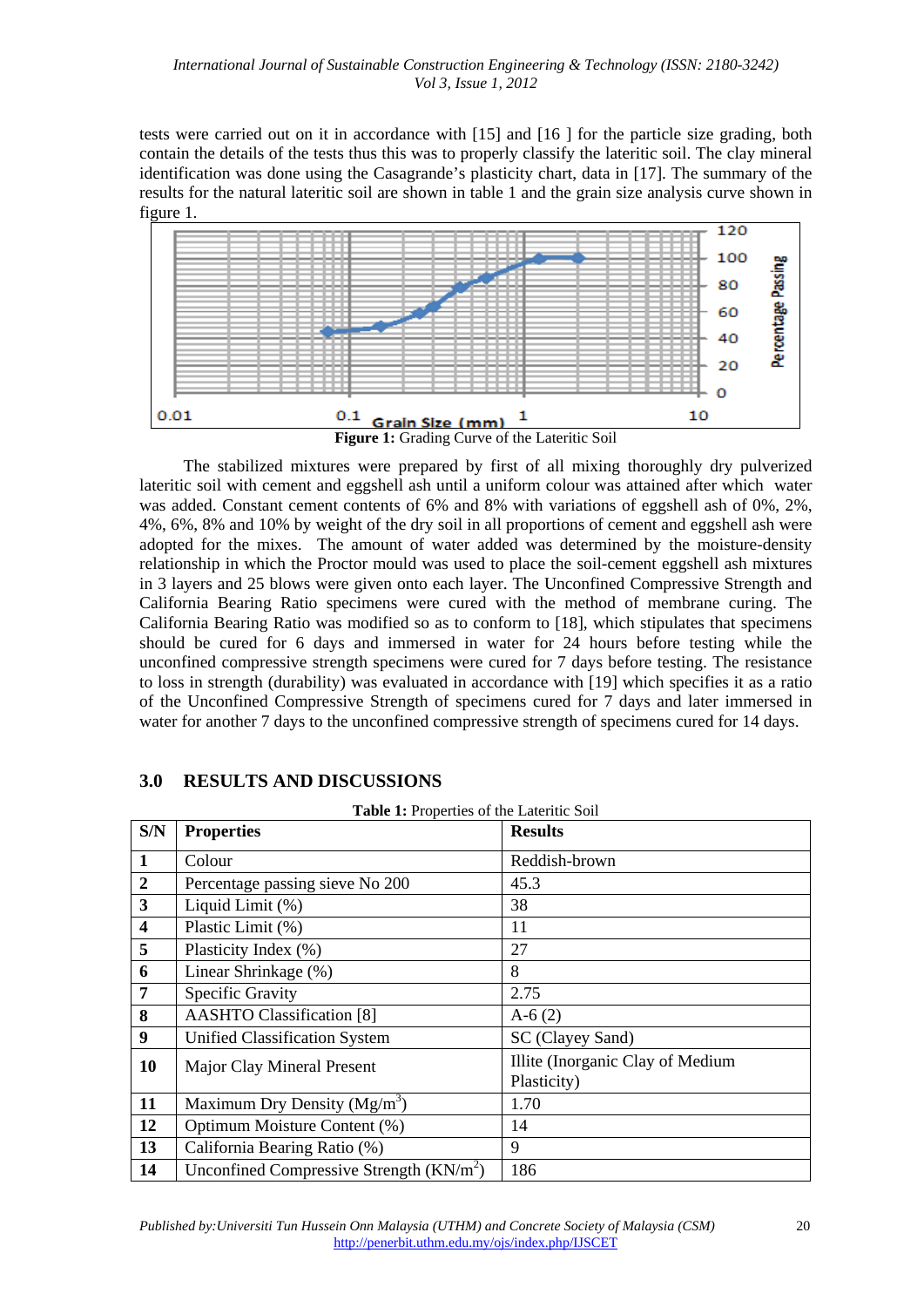tests were carried out on it in accordance with [15] and [16 ] for the particle size grading, both contain the details of the tests thus this was to properly classify the lateritic soil. The clay mineral identification was done using the Casagrande's plasticity chart, data in [17]. The summary of the results for the natural lateritic soil are shown in table 1 and the grain size analysis curve shown in figure 1.

**Figure 1:** Grading Curve of the Lateritic Soil

The stabilized mixtures were prepared by first of all mixing thoroughly dry pulverized lateritic soil with cement and eggshell ash until a uniform colour was attained after which water was added. Constant cement contents of 6% and 8% with variations of eggshell ash of 0%, 2%, 4%, 6%, 8% and 10% by weight of the dry soil in all proportions of cement and eggshell ash were adopted for the mixes. The amount of water added was determined by the moisture-density relationship in which the Proctor mould was used to place the soil-cement eggshell ash mixtures in 3 layers and 25 blows were given onto each layer. The Unconfined Compressive Strength and California Bearing Ratio specimens were cured with the method of membrane curing. The California Bearing Ratio was modified so as to conform to [18], which stipulates that specimens should be cured for 6 days and immersed in water for 24 hours before testing while the unconfined compressive strength specimens were cured for 7 days before testing. The resistance to loss in strength (durability) was evaluated in accordance with [19] which specifies it as a ratio of the Unconfined Compressive Strength of specimens cured for 7 days and later immersed in water for another 7 days to the unconfined compressive strength of specimens cured for 14 days.

## 3.0 RESULTS AND DISCUSSIONS

**Table 1:** Properties of the Lateritic Soil

| S/N | Properties | Results |
|---|---|---|
| 1 | Colour | Reddish-brown |
| 2 | Percentage passing sieve No 200 | 45.3 |
| 3 | Liquid Limit (%) | 38 |
| 4 | Plastic Limit (%) | 11 |
| 5 | Plasticity Index (%) | 27 |
| 6 | Linear Shrinkage (%) | 8 |
| 7 | Specific Gravity | 2.75 |
| 8 | AASHTO Classification [8] | A-6 (2) |
| 9 | Unified Classification System | SC (Clayey Sand) |
| 10 | Major Clay Mineral Present | Illite (Inorganic Clay of Medium Plasticity) |
| 11 | Maximum Dry Density (Mg/m$^3$) | 1.70 |
| 12 | Optimum Moisture Content (%) | 14 |
| 13 | California Bearing Ratio (%) | 9 |
| 14 | Unconfined Compressive Strength (KN/m$^2$) | 186 |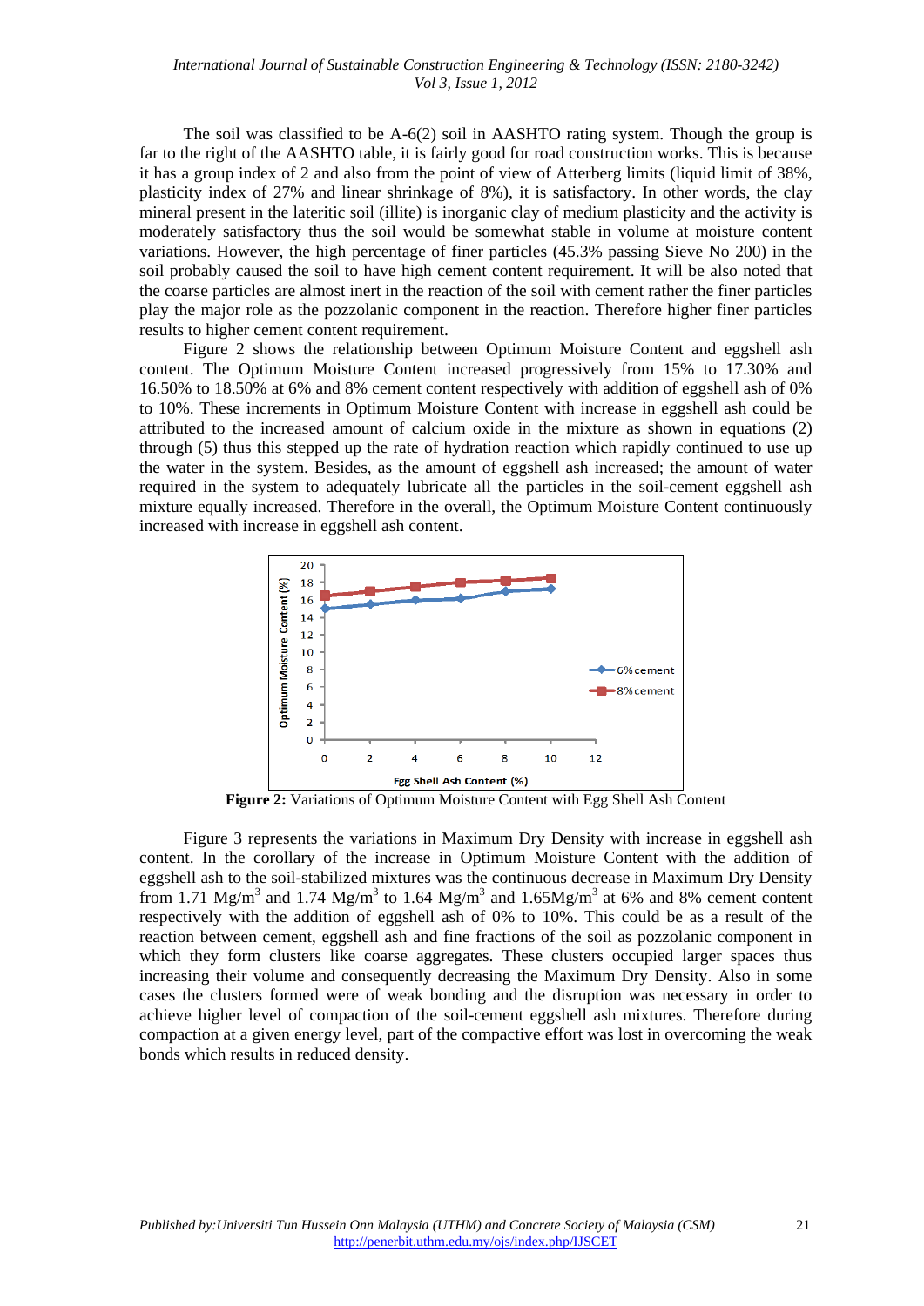The soil was classified to be A-6(2) soil in AASHTO rating system. Though the group is far to the right of the AASHTO table, it is fairly good for road construction works. This is because it has a group index of 2 and also from the point of view of Atterberg limits (liquid limit of 38%, plasticity index of 27% and linear shrinkage of 8%), it is satisfactory. In other words, the clay mineral present in the lateritic soil (illite) is inorganic clay of medium plasticity and the activity is moderately satisfactory thus the soil would be somewhat stable in volume at moisture content variations. However, the high percentage of finer particles (45.3% passing Sieve No 200) in the soil probably caused the soil to have high cement content requirement. It will be also noted that the coarse particles are almost inert in the reaction of the soil with cement rather the finer particles play the major role as the pozzolanic component in the reaction. Therefore higher finer particles results to higher cement content requirement.

Figure 2 shows the relationship between Optimum Moisture Content and eggshell ash content. The Optimum Moisture Content increased progressively from 15% to 17.30% and 16.50% to 18.50% at 6% and 8% cement content respectively with addition of eggshell ash of 0% to 10%. These increments in Optimum Moisture Content with increase in eggshell ash could be attributed to the increased amount of calcium oxide in the mixture as shown in equations (2) through (5) thus this stepped up the rate of hydration reaction which rapidly continued to use up the water in the system. Besides, as the amount of eggshell ash increased; the amount of water required in the system to adequately lubricate all the particles in the soil-cement eggshell ash mixture equally increased. Therefore in the overall, the Optimum Moisture Content continuously increased with increase in eggshell ash content.

**Figure 2:** Variations of Optimum Moisture Content with Egg Shell Ash Content

Figure 3 represents the variations in Maximum Dry Density with increase in eggshell ash content. In the corollary of the increase in Optimum Moisture Content with the addition of eggshell ash to the soil-stabilized mixtures was the continuous decrease in Maximum Dry Density from 1.71 $Mg/m^3$ and 1.74 $Mg/m^3$ to 1.64 $Mg/m^3$ and 1.65$Mg/m^3$ at 6% and 8% cement content respectively with the addition of eggshell ash of 0% to 10%. This could be as a result of the reaction between cement, eggshell ash and fine fractions of the soil as pozzolanic component in which they form clusters like coarse aggregates. These clusters occupied larger spaces thus increasing their volume and consequently decreasing the Maximum Dry Density. Also in some cases the clusters formed were of weak bonding and the disruption was necessary in order to achieve higher level of compaction of the soil-cement eggshell ash mixtures. Therefore during compaction at a given energy level, part of the compactive effort was lost in overcoming the weak bonds which results in reduced density.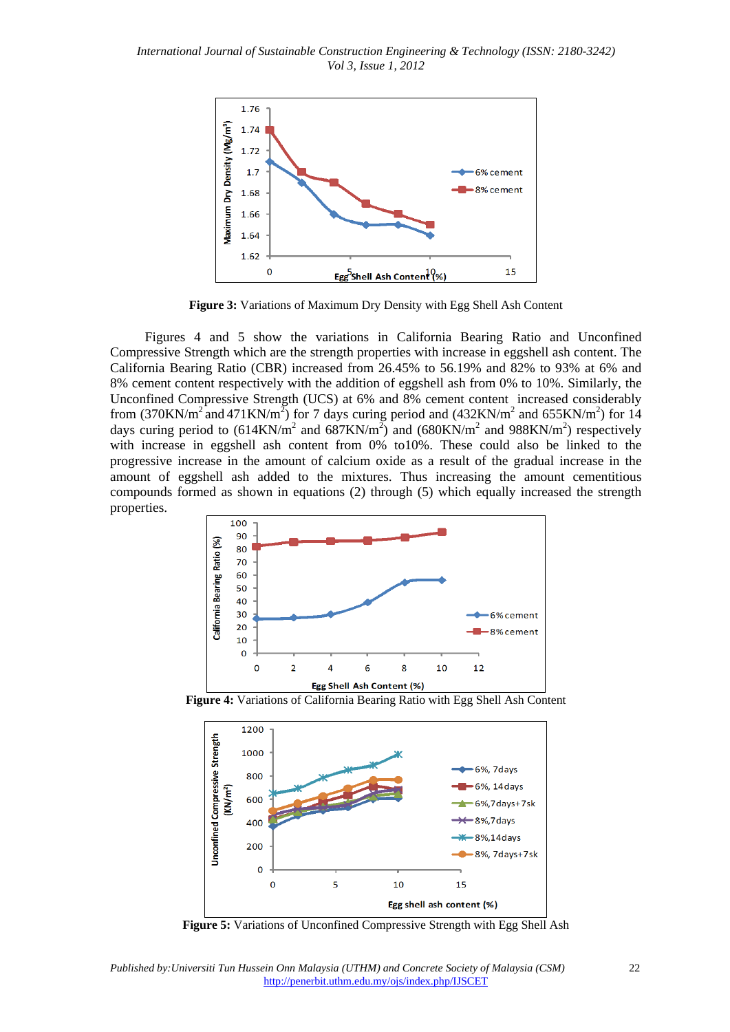**Figure 3:** Variations of Maximum Dry Density with Egg Shell Ash Content

Figures 4 and 5 show the variations in California Bearing Ratio and Unconfined Compressive Strength which are the strength properties with increase in eggshell ash content. The California Bearing Ratio (CBR) increased from 26.45% to 56.19% and 82% to 93% at 6% and 8% cement content respectively with the addition of eggshell ash from 0% to 10%. Similarly, the Unconfined Compressive Strength (UCS) at 6% and 8% cement content increased considerably from ($370KN/m^2$ and $471KN/m^2$) for 7 days curing period and ($432KN/m^2$ and $655KN/m^2$) for 14 days curing period to ($614KN/m^2$ and $687KN/m^2$) and ($680KN/m^2$ and $988KN/m^2$) respectively with increase in eggshell ash content from 0% to10%. These could also be linked to the progressive increase in the amount of calcium oxide as a result of the gradual increase in the amount of eggshell ash added to the mixtures. Thus increasing the amount cementitious compounds formed as shown in equations (2) through (5) which equally increased the strength properties.

**Figure 4:** Variations of California Bearing Ratio with Egg Shell Ash Content

**Figure 5:** Variations of Unconfined Compressive Strength with Egg Shell Ash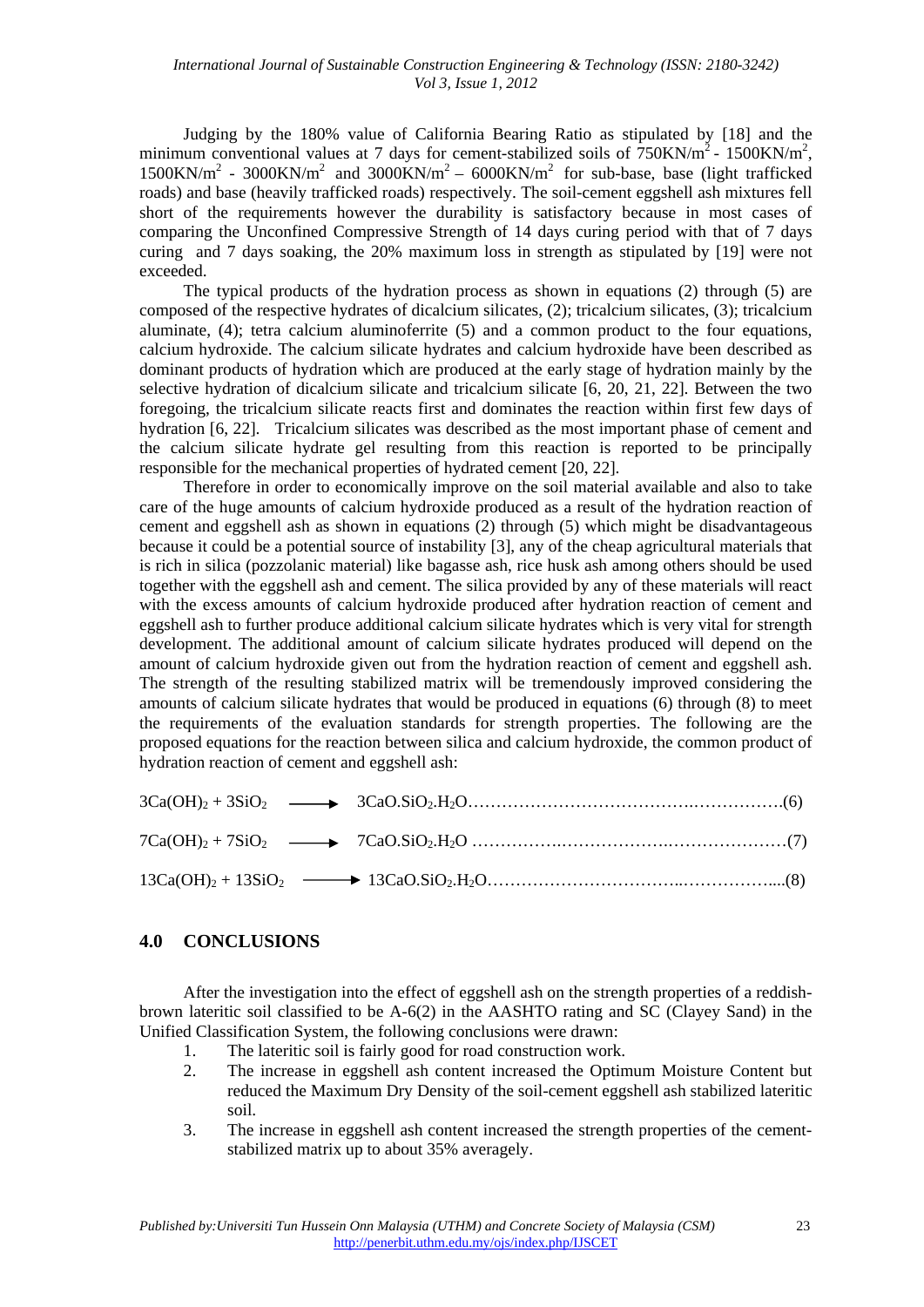Judging by the 180% value of California Bearing Ratio as stipulated by [18] and the minimum conventional values at 7 days for cement-stabilized soils of $750KN/m^2$ - $1500KN/m^2$, $1500KN/m^2$ - $3000KN/m^2$ and $3000KN/m^2$ – $6000KN/m^2$ for sub-base, base (light trafficked roads) and base (heavily trafficked roads) respectively. The soil-cement eggshell ash mixtures fell short of the requirements however the durability is satisfactory because in most cases of comparing the Unconfined Compressive Strength of 14 days curing period with that of 7 days curing and 7 days soaking, the 20% maximum loss in strength as stipulated by [19] were not exceeded.

The typical products of the hydration process as shown in equations (2) through (5) are composed of the respective hydrates of dicalcium silicates, (2); tricalcium silicates, (3); tricalcium aluminate, (4); tetra calcium aluminoferrite (5) and a common product to the four equations, calcium hydroxide. The calcium silicate hydrates and calcium hydroxide have been described as dominant products of hydration which are produced at the early stage of hydration mainly by the selective hydration of dicalcium silicate and tricalcium silicate [6, 20, 21, 22]. Between the two foregoing, the tricalcium silicate reacts first and dominates the reaction within first few days of hydration [6, 22]. Tricalcium silicates was described as the most important phase of cement and the calcium silicate hydrate gel resulting from this reaction is reported to be principally responsible for the mechanical properties of hydrated cement [20, 22].

Therefore in order to economically improve on the soil material available and also to take care of the huge amounts of calcium hydroxide produced as a result of the hydration reaction of cement and eggshell ash as shown in equations (2) through (5) which might be disadvantageous because it could be a potential source of instability [3], any of the cheap agricultural materials that is rich in silica (pozzolanic material) like bagasse ash, rice husk ash among others should be used together with the eggshell ash and cement. The silica provided by any of these materials will react with the excess amounts of calcium hydroxide produced after hydration reaction of cement and eggshell ash to further produce additional calcium silicate hydrates which is very vital for strength development. The additional amount of calcium silicate hydrates produced will depend on the amount of calcium hydroxide given out from the hydration reaction of cement and eggshell ash. The strength of the resulting stabilized matrix will be tremendously improved considering the amounts of calcium silicate hydrates that would be produced in equations (6) through (8) to meet the requirements of the evaluation standards for strength properties. The following are the proposed equations for the reaction between silica and calcium hydroxide, the common product of hydration reaction of cement and eggshell ash:

$$3Ca(OH)_2 + 3SiO_2 \longrightarrow 3CaO.SiO_2.H_2O \quad (6)$$

$$7Ca(OH)_2 + 7SiO_2 \longrightarrow 7CaO.SiO_2.H_2O \quad (7)$$

$$13Ca(OH)_2 + 13SiO_2 \longrightarrow 13CaO.SiO_2.H_2O \quad (8)$$

## 4.0 CONCLUSIONS

After the investigation into the effect of eggshell ash on the strength properties of a reddish-brown lateritic soil classified to be A-6(2) in the AASHTO rating and SC (Clayey Sand) in the Unified Classification System, the following conclusions were drawn:

1. The lateritic soil is fairly good for road construction work.
2. The increase in eggshell ash content increased the Optimum Moisture Content but reduced the Maximum Dry Density of the soil-cement eggshell ash stabilized lateritic soil.
3. The increase in eggshell ash content increased the strength properties of the cement-stabilized matrix up to about 35% averagely.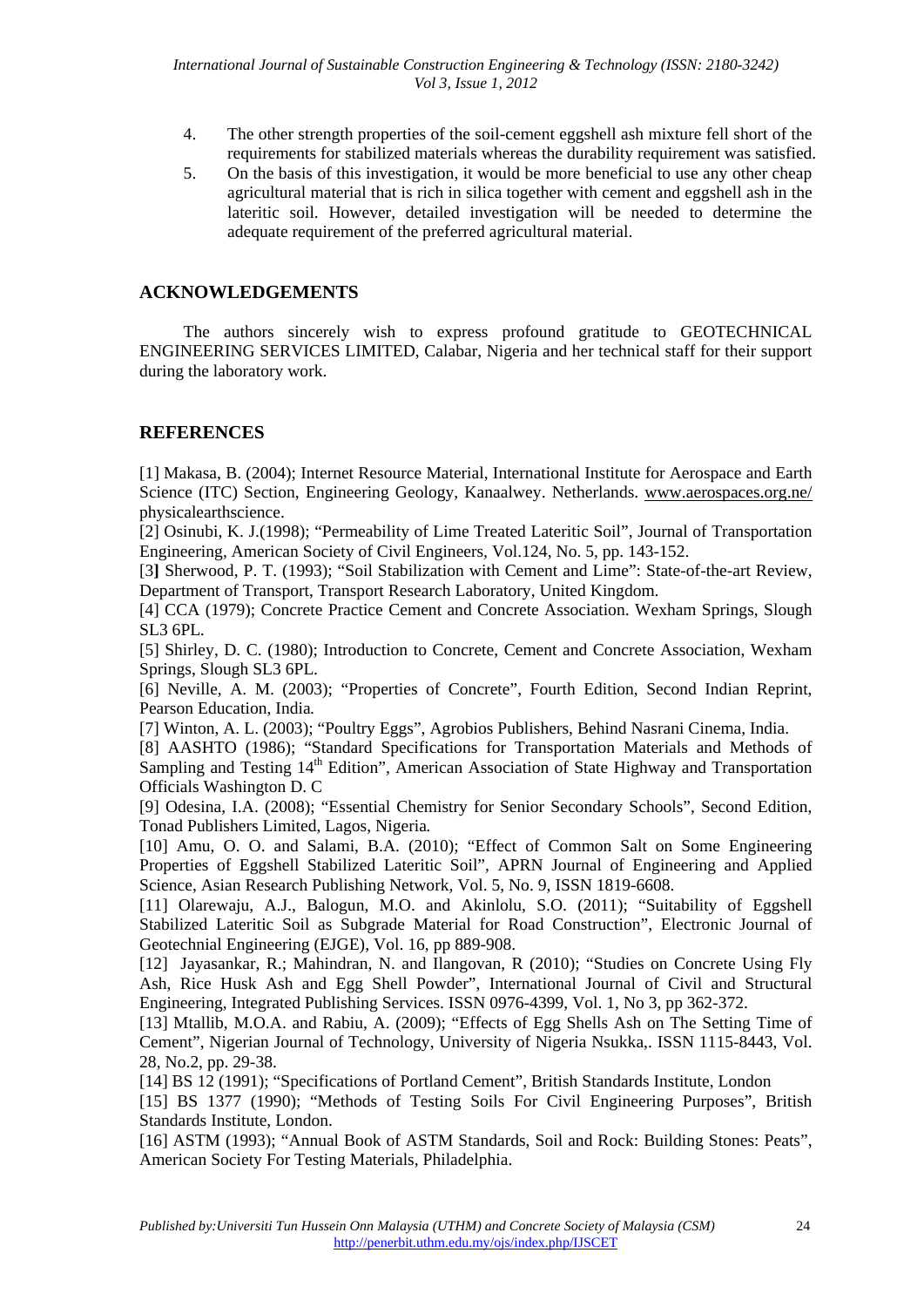4. The other strength properties of the soil-cement eggshell ash mixture fell short of the requirements for stabilized materials whereas the durability requirement was satisfied.
5. On the basis of this investigation, it would be more beneficial to use any other cheap agricultural material that is rich in silica together with cement and eggshell ash in the lateritic soil. However, detailed investigation will be needed to determine the adequate requirement of the preferred agricultural material.

## ACKNOWLEDGEMENTS

The authors sincerely wish to express profound gratitude to GEOTECHNICAL ENGINEERING SERVICES LIMITED, Calabar, Nigeria and her technical staff for their support during the laboratory work.

## REFERENCES

[1] Makasa, B. (2004); Internet Resource Material, International Institute for Aerospace and Earth Science (ITC) Section, Engineering Geology, Kanaalwey. Netherlands. www.aerospaces.org.ne/physicalearthscience.

[2] Osinubi, K. J.(1998); "Permeability of Lime Treated Lateritic Soil", Journal of Transportation Engineering, American Society of Civil Engineers, Vol.124, No. 5, pp. 143-152.

[3] Sherwood, P. T. (1993); "Soil Stabilization with Cement and Lime": State-of-the-art Review, Department of Transport, Transport Research Laboratory, United Kingdom.

[4] CCA (1979); Concrete Practice Cement and Concrete Association. Wexham Springs, Slough SL3 6PL.

[5] Shirley, D. C. (1980); Introduction to Concrete, Cement and Concrete Association, Wexham Springs, Slough SL3 6PL.

[6] Neville, A. M. (2003); "Properties of Concrete", Fourth Edition, Second Indian Reprint, Pearson Education, India.

[7] Winton, A. L. (2003); "Poultry Eggs", Agrobios Publishers, Behind Nasrani Cinema, India.

[8] AASHTO (1986); "Standard Specifications for Transportation Materials and Methods of Sampling and Testing 14th Edition", American Association of State Highway and Transportation Officials Washington D. C

[9] Odesina, I.A. (2008); "Essential Chemistry for Senior Secondary Schools", Second Edition, Tonad Publishers Limited, Lagos, Nigeria.

[10] Amu, O. O. and Salami, B.A. (2010); "Effect of Common Salt on Some Engineering Properties of Eggshell Stabilized Lateritic Soil", APRN Journal of Engineering and Applied Science, Asian Research Publishing Network, Vol. 5, No. 9, ISSN 1819-6608.

[11] Olarewaju, A.J., Balogun, M.O. and Akinlolu, S.O. (2011); "Suitability of Eggshell Stabilized Lateritic Soil as Subgrade Material for Road Construction", Electronic Journal of Geotechnial Engineering (EJGE), Vol. 16, pp 889-908.

[12] Jayasankar, R.; Mahindran, N. and Ilangovan, R (2010); "Studies on Concrete Using Fly Ash, Rice Husk Ash and Egg Shell Powder", International Journal of Civil and Structural Engineering, Integrated Publishing Services. ISSN 0976-4399, Vol. 1, No 3, pp 362-372.

[13] Mtallib, M.O.A. and Rabiu, A. (2009); "Effects of Egg Shells Ash on The Setting Time of Cement", Nigerian Journal of Technology, University of Nigeria Nsukka,. ISSN 1115-8443, Vol. 28, No.2, pp. 29-38.

[14] BS 12 (1991); "Specifications of Portland Cement", British Standards Institute, London

[15] BS 1377 (1990); "Methods of Testing Soils For Civil Engineering Purposes", British Standards Institute, London.

[16] ASTM (1993); "Annual Book of ASTM Standards, Soil and Rock: Building Stones: Peats", American Society For Testing Materials, Philadelphia.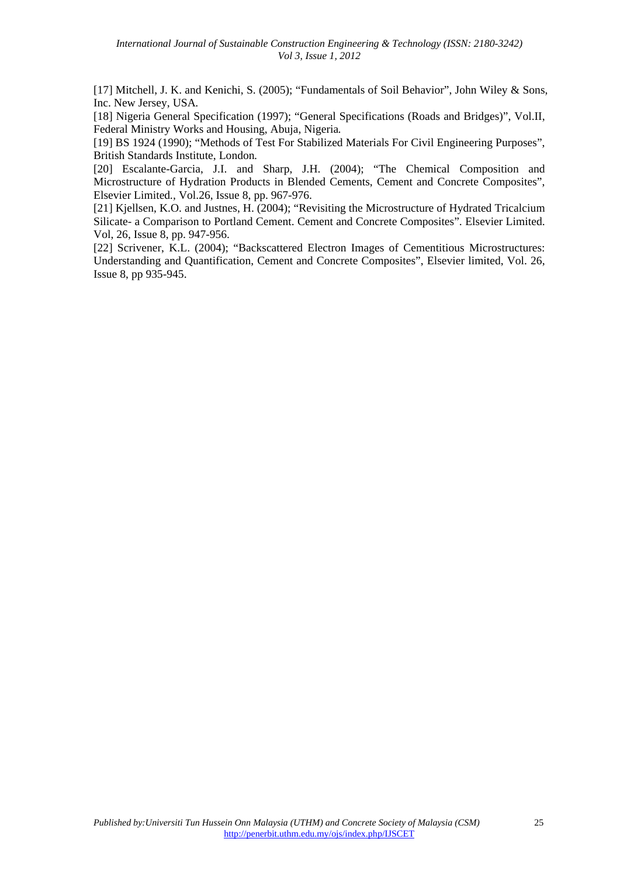[17] Mitchell, J. K. and Kenichi, S. (2005); "Fundamentals of Soil Behavior", John Wiley & Sons, Inc. New Jersey, USA.

[18] Nigeria General Specification (1997); "General Specifications (Roads and Bridges)", Vol.II, Federal Ministry Works and Housing, Abuja, Nigeria.

[19] BS 1924 (1990); "Methods of Test For Stabilized Materials For Civil Engineering Purposes", British Standards Institute, London.

[20] Escalante-Garcia, J.I. and Sharp, J.H. (2004); "The Chemical Composition and Microstructure of Hydration Products in Blended Cements, Cement and Concrete Composites", Elsevier Limited., Vol.26, Issue 8, pp. 967-976.

[21] Kjellsen, K.O. and Justnes, H. (2004); "Revisiting the Microstructure of Hydrated Tricalcium Silicate- a Comparison to Portland Cement. Cement and Concrete Composites". Elsevier Limited. Vol, 26, Issue 8, pp. 947-956.

[22] Scrivener, K.L. (2004); "Backscattered Electron Images of Cementitious Microstructures: Understanding and Quantification, Cement and Concrete Composites", Elsevier limited, Vol. 26, Issue 8, pp 935-945.